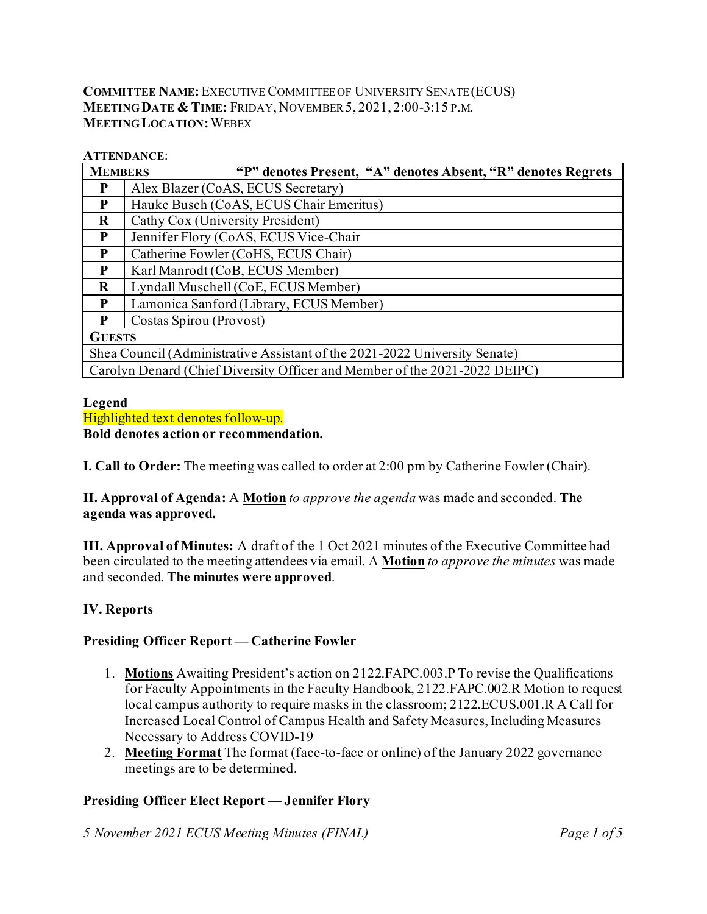**COMMITTEE NAME:** EXECUTIVE COMMITTEE OF UNIVERSITY SENATE (ECUS)
**MEETING DATE & TIME:** FRIDAY, NOVEMBER 5, 2021, 2:00-3:15 P.M.
**MEETING LOCATION:** WEBEX

**ATTENDANCE**:

| **MEMBERS** | **"P" denotes Present, "A" denotes Absent, "R" denotes Regrets** |
|---|---|
| **P** | Alex Blazer (CoAS, ECUS Secretary) |
| **P** | Hauke Busch (CoAS, ECUS Chair Emeritus) |
| **R** | Cathy Cox (University President) |
| **P** | Jennifer Flory (CoAS, ECUS Vice-Chair |
| **P** | Catherine Fowler (CoHS, ECUS Chair) |
| **P** | Karl Manrodt (CoB, ECUS Member) |
| **R** | Lyndall Muschell (CoE, ECUS Member) |
| **P** | Lamonica Sanford (Library, ECUS Member) |
| **P** | Costas Spirou (Provost) |
| **GUESTS** | |
| Shea Council (Administrative Assistant of the 2021-2022 University Senate) | |
| Carolyn Denard (Chief Diversity Officer and Member of the 2021-2022 DEIPC) | |

**Legend**
Highlighted text denotes follow-up.
**Bold denotes action or recommendation.**

**I. Call to Order:** The meeting was called to order at 2:00 pm by Catherine Fowler (Chair).

**II. Approval of Agenda:** A **Motion** *to approve the agenda* was made and seconded. **The agenda was approved.**

**III. Approval of Minutes:** A draft of the 1 Oct 2021 minutes of the Executive Committee had been circulated to the meeting attendees via email. A **Motion** *to approve the minutes* was made and seconded. **The minutes were approved**.

## IV. Reports

### Presiding Officer Report — Catherine Fowler

1. **Motions** Awaiting President's action on 2122.FAPC.003.P To revise the Qualifications for Faculty Appointments in the Faculty Handbook, 2122.FAPC.002.R Motion to request local campus authority to require masks in the classroom; 2122.ECUS.001.R A Call for Increased Local Control of Campus Health and Safety Measures, Including Measures Necessary to Address COVID-19
2. **Meeting Format** The format (face-to-face or online) of the January 2022 governance meetings are to be determined.

### Presiding Officer Elect Report — Jennifer Flory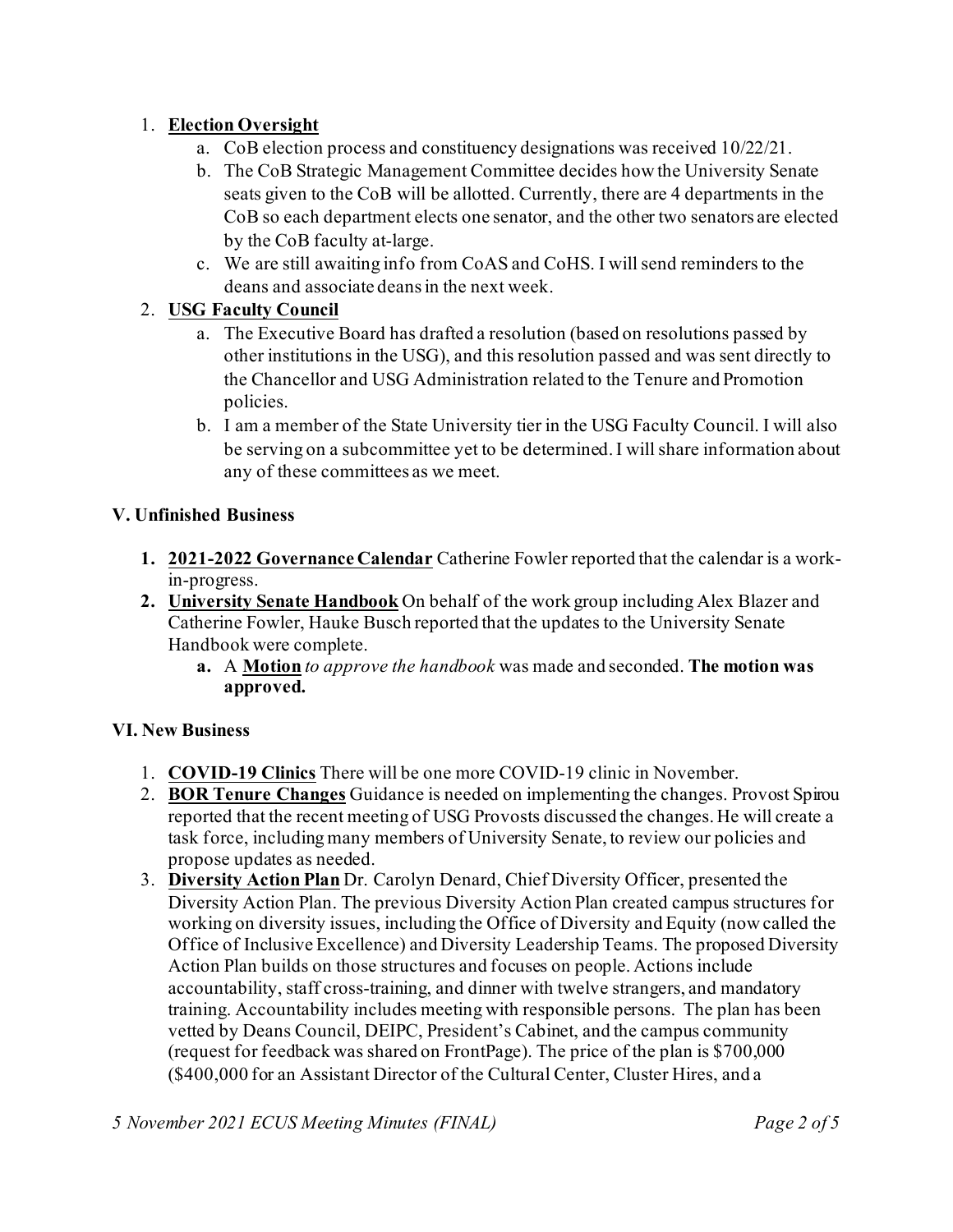1. **Election Oversight**
    a. CoB election process and constituency designations was received 10/22/21.
    b. The CoB Strategic Management Committee decides how the University Senate seats given to the CoB will be allotted. Currently, there are 4 departments in the CoB so each department elects one senator, and the other two senators are elected by the CoB faculty at-large.
    c. We are still awaiting info from CoAS and CoHS. I will send reminders to the deans and associate deans in the next week.
2. **USG Faculty Council**
    a. The Executive Board has drafted a resolution (based on resolutions passed by other institutions in the USG), and this resolution passed and was sent directly to the Chancellor and USG Administration related to the Tenure and Promotion policies.
    b. I am a member of the State University tier in the USG Faculty Council. I will also be serving on a subcommittee yet to be determined. I will share information about any of these committees as we meet.

### V. Unfinished Business

1. **2021-2022 Governance Calendar** Catherine Fowler reported that the calendar is a work-in-progress.
2. **University Senate Handbook** On behalf of the work group including Alex Blazer and Catherine Fowler, Hauke Busch reported that the updates to the University Senate Handbook were complete.
    a. A **Motion** *to approve the handbook* was made and seconded. **The motion was approved.**

### VI. New Business

1. **COVID-19 Clinics** There will be one more COVID-19 clinic in November.
2. **BOR Tenure Changes** Guidance is needed on implementing the changes. Provost Spirou reported that the recent meeting of USG Provosts discussed the changes. He will create a task force, including many members of University Senate, to review our policies and propose updates as needed.
3. **Diversity Action Plan** Dr. Carolyn Denard, Chief Diversity Officer, presented the Diversity Action Plan. The previous Diversity Action Plan created campus structures for working on diversity issues, including the Office of Diversity and Equity (now called the Office of Inclusive Excellence) and Diversity Leadership Teams. The proposed Diversity Action Plan builds on those structures and focuses on people. Actions include accountability, staff cross-training, and dinner with twelve strangers, and mandatory training. Accountability includes meeting with responsible persons. The plan has been vetted by Deans Council, DEIPC, President's Cabinet, and the campus community (request for feedback was shared on FrontPage). The price of the plan is $700,000 ($400,000 for an Assistant Director of the Cultural Center, Cluster Hires, and a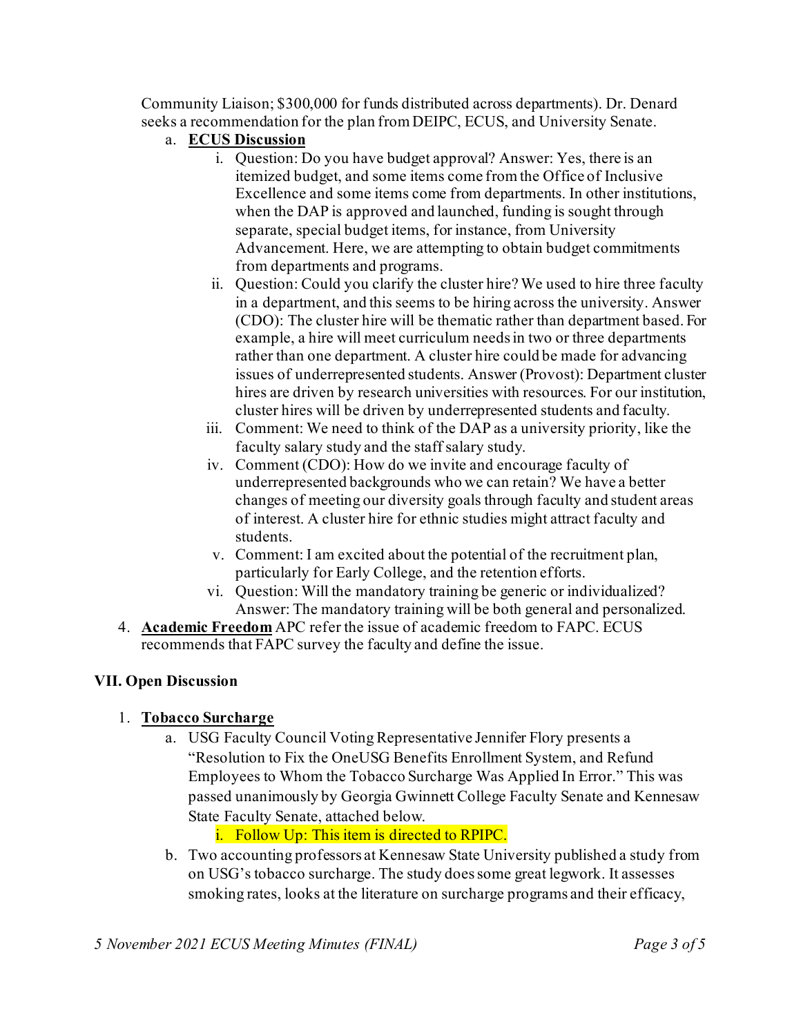Community Liaison; $300,000 for funds distributed across departments). Dr. Denard seeks a recommendation for the plan from DEIPC, ECUS, and University Senate.

a. **ECUS Discussion**
   i. Question: Do you have budget approval? Answer: Yes, there is an itemized budget, and some items come from the Office of Inclusive Excellence and some items come from departments. In other institutions, when the DAP is approved and launched, funding is sought through separate, special budget items, for instance, from University Advancement. Here, we are attempting to obtain budget commitments from departments and programs.
   ii. Question: Could you clarify the cluster hire? We used to hire three faculty in a department, and this seems to be hiring across the university. Answer (CDO): The cluster hire will be thematic rather than department based. For example, a hire will meet curriculum needs in two or three departments rather than one department. A cluster hire could be made for advancing issues of underrepresented students. Answer (Provost): Department cluster hires are driven by research universities with resources. For our institution, cluster hires will be driven by underrepresented students and faculty.
   iii. Comment: We need to think of the DAP as a university priority, like the faculty salary study and the staff salary study.
   iv. Comment (CDO): How do we invite and encourage faculty of underrepresented backgrounds who we can retain? We have a better changes of meeting our diversity goals through faculty and student areas of interest. A cluster hire for ethnic studies might attract faculty and students.
   v. Comment: I am excited about the potential of the recruitment plan, particularly for Early College, and the retention efforts.
   vi. Question: Will the mandatory training be generic or individualized? Answer: The mandatory training will be both general and personalized.

4. **Academic Freedom** APC refer the issue of academic freedom to FAPC. ECUS recommends that FAPC survey the faculty and define the issue.

## VII. Open Discussion

1. **Tobacco Surcharge**
   a. USG Faculty Council Voting Representative Jennifer Flory presents a "Resolution to Fix the OneUSG Benefits Enrollment System, and Refund Employees to Whom the Tobacco Surcharge Was Applied In Error." This was passed unanimously by Georgia Gwinnett College Faculty Senate and Kennesaw State Faculty Senate, attached below.
      i. Follow Up: This item is directed to RPIPC.
   b. Two accounting professors at Kennesaw State University published a study from on USG's tobacco surcharge. The study does some great legwork. It assesses smoking rates, looks at the literature on surcharge programs and their efficacy,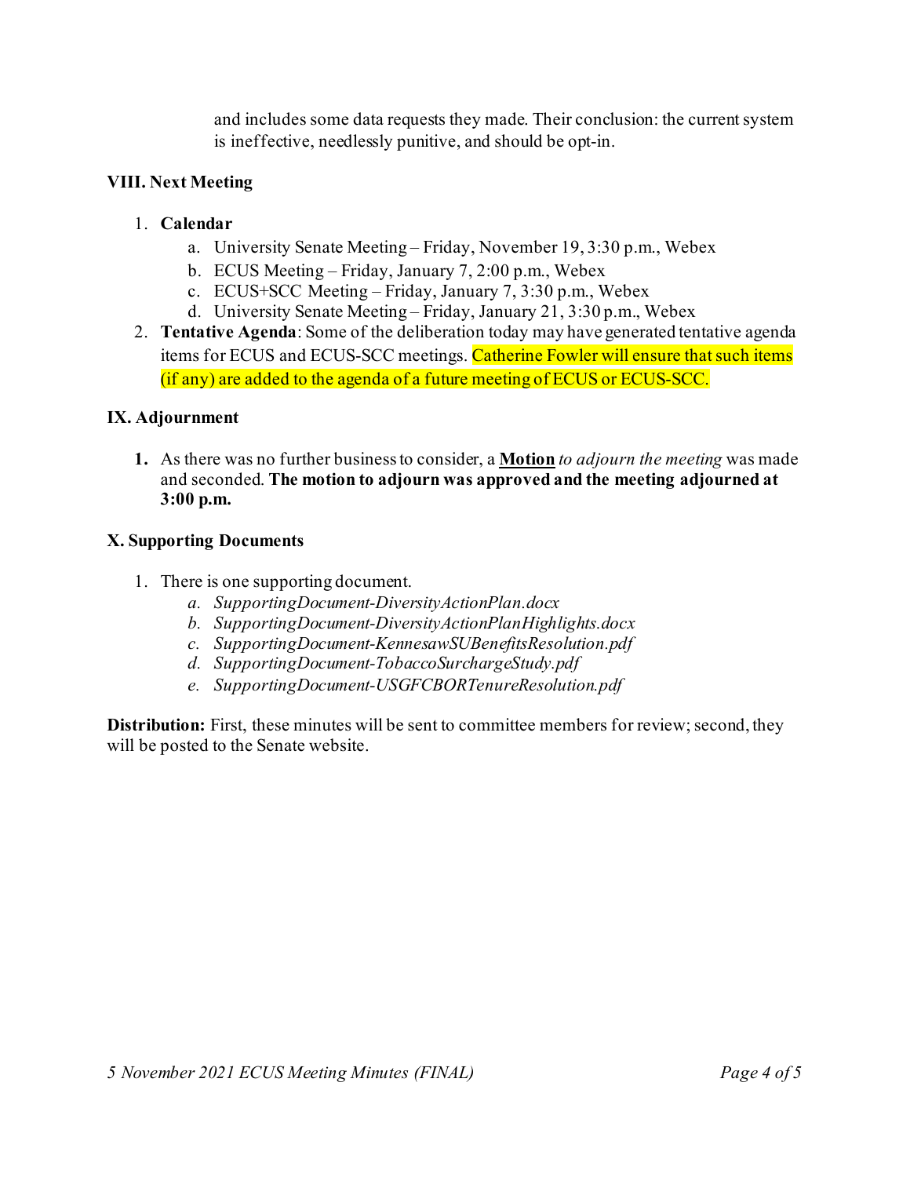and includes some data requests they made. Their conclusion: the current system is ineffective, needlessly punitive, and should be opt-in.

### VIII. Next Meeting

1. **Calendar**
   a. University Senate Meeting – Friday, November 19, 3:30 p.m., Webex
   b. ECUS Meeting – Friday, January 7, 2:00 p.m., Webex
   c. ECUS+SCC Meeting – Friday, January 7, 3:30 p.m., Webex
   d. University Senate Meeting – Friday, January 21, 3:30 p.m., Webex
2. **Tentative Agenda**: Some of the deliberation today may have generated tentative agenda items for ECUS and ECUS-SCC meetings. Catherine Fowler will ensure that such items (if any) are added to the agenda of a future meeting of ECUS or ECUS-SCC.

### IX. Adjournment

1. As there was no further business to consider, a **Motion** *to adjourn the meeting* was made and seconded. **The motion to adjourn was approved and the meeting adjourned at 3:00 p.m.**

### X. Supporting Documents

1. There is one supporting document.
   a. *SupportingDocument-DiversityActionPlan.docx*
   b. *SupportingDocument-DiversityActionPlanHighlights.docx*
   c. *SupportingDocument-KennesawSUBenefitsResolution.pdf*
   d. *SupportingDocument-TobaccoSurchargeStudy.pdf*
   e. *SupportingDocument-USGFCBORTenureResolution.pdf*

**Distribution:** First, these minutes will be sent to committee members for review; second, they will be posted to the Senate website.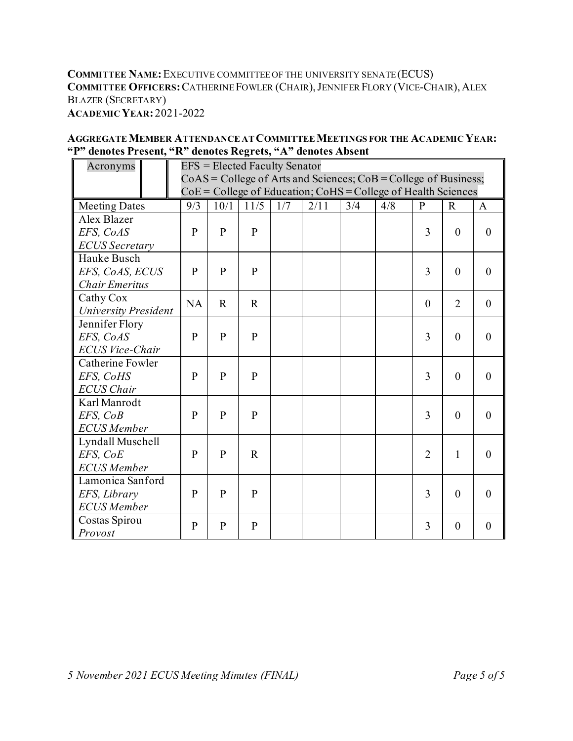**COMMITTEE NAME:** EXECUTIVE COMMITTEE OF THE UNIVERSITY SENATE (ECUS)
**COMMITTEE OFFICERS:** CATHERINE FOWLER (CHAIR), JENNIFER FLORY (VICE-CHAIR), ALEX BLAZER (SECRETARY)
**ACADEMIC YEAR:** 2021-2022

**AGGREGATE MEMBER ATTENDANCE AT COMMITTEE MEETINGS FOR THE ACADEMIC YEAR:**
**"P" denotes Present, "R" denotes Regrets, "A" denotes Absent**

| Acronyms | EFS = Elected Faculty Senator<br>CoAS = College of Arts and Sciences; CoB = College of Business;<br>CoE = College of Education; CoHS = College of Health Sciences | | | | | | | | | |
|---|---|---|---|---|---|---|---|---|---|---|
| Meeting Dates | 9/3 | 10/1 | 11/5 | 1/7 | 2/11 | 3/4 | 4/8 | P | R | A |
| Alex Blazer<br>*EFS, CoAS*<br>*ECUS Secretary* | P | P | P | | | | | 3 | 0 | 0 |
| Hauke Busch<br>*EFS, CoAS, ECUS Chair Emeritus* | P | P | P | | | | | 3 | 0 | 0 |
| Cathy Cox<br>*University President* | NA | R | R | | | | | 0 | 2 | 0 |
| Jennifer Flory<br>*EFS, CoAS*<br>*ECUS Vice-Chair* | P | P | P | | | | | 3 | 0 | 0 |
| Catherine Fowler<br>*EFS, CoHS*<br>*ECUS Chair* | P | P | P | | | | | 3 | 0 | 0 |
| Karl Manrodt<br>*EFS, CoB*<br>*ECUS Member* | P | P | P | | | | | 3 | 0 | 0 |
| Lyndall Muschell<br>*EFS, CoE*<br>*ECUS Member* | P | P | R | | | | | 2 | 1 | 0 |
| Lamonica Sanford<br>*EFS, Library*<br>*ECUS Member* | P | P | P | | | | | 3 | 0 | 0 |
| Costas Spirou<br>*Provost* | P | P | P | | | | | 3 | 0 | 0 |

*5 November 2021 ECUS Meeting Minutes (FINAL)*